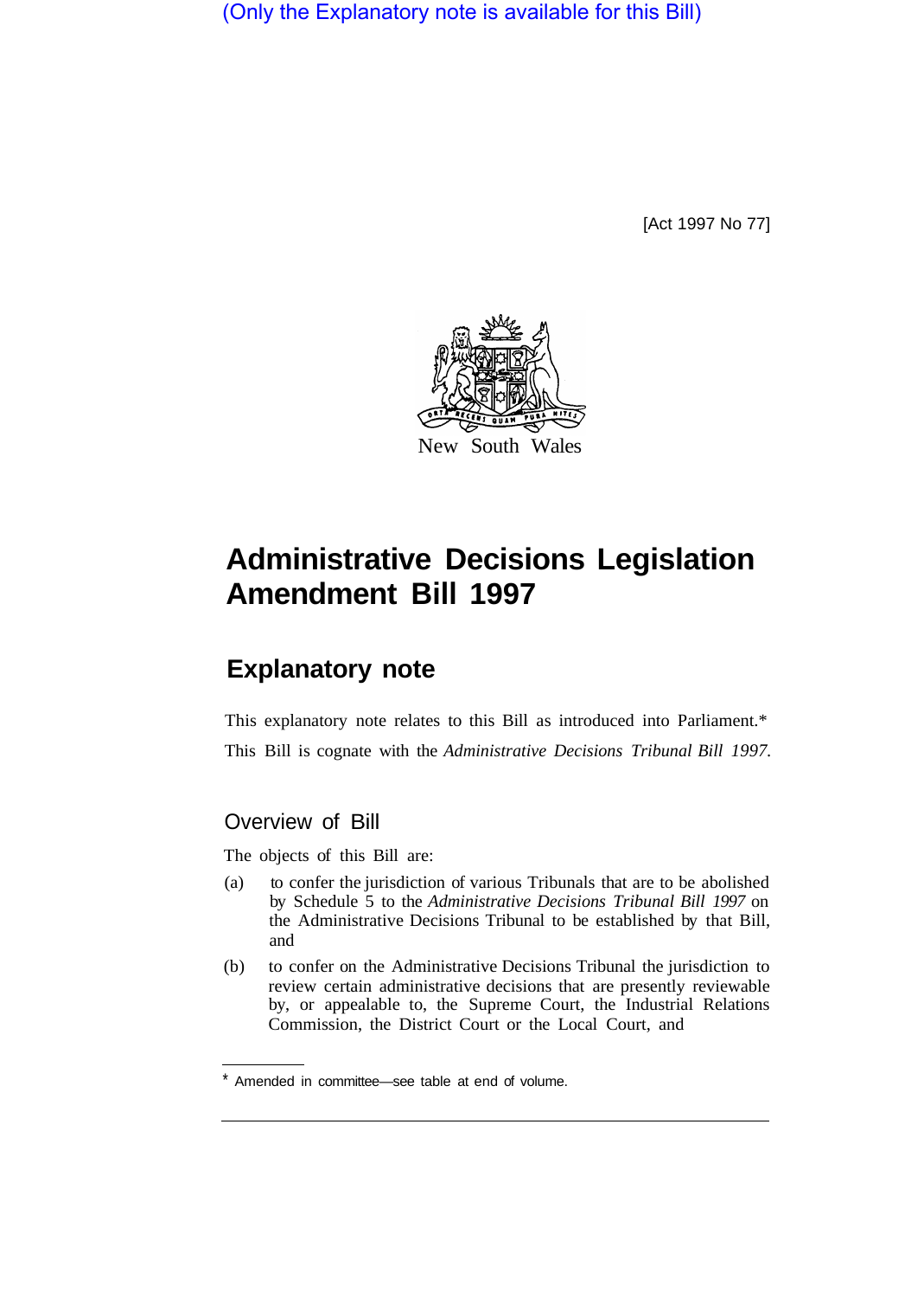(Only the Explanatory note is available for this Bill)

[Act 1997 No 77]

New South Wales

# Administrative Decisions Legislation Amendment Bill 1997

## Explanatory note

This explanatory note relates to this Bill as introduced into Parliament.*

This Bill is cognate with the *Administrative Decisions Tribunal Bill 1997*.

### Overview of Bill

The objects of this Bill are:

(a) to confer the jurisdiction of various Tribunals that are to be abolished by Schedule 5 to the *Administrative Decisions Tribunal Bill 1997* on the Administrative Decisions Tribunal to be established by that Bill, and

(b) to confer on the Administrative Decisions Tribunal the jurisdiction to review certain administrative decisions that are presently reviewable by, or appealable to, the Supreme Court, the Industrial Relations Commission, the District Court or the Local Court, and

* Amended in committee—see table at end of volume.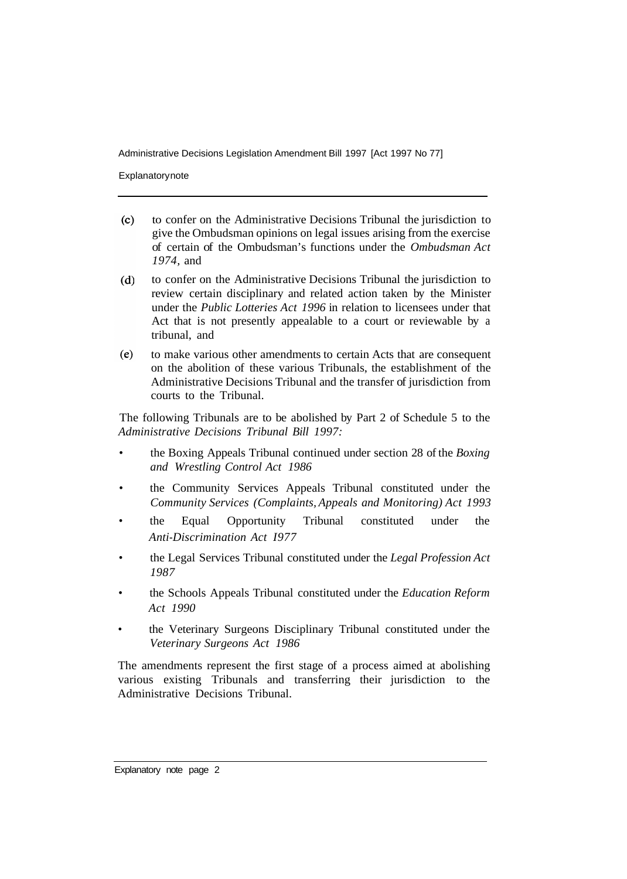(c) to confer on the Administrative Decisions Tribunal the jurisdiction to give the Ombudsman opinions on legal issues arising from the exercise of certain of the Ombudsman's functions under the *Ombudsman Act 1974,* and

(d) to confer on the Administrative Decisions Tribunal the jurisdiction to review certain disciplinary and related action taken by the Minister under the *Public Lotteries Act 1996* in relation to licensees under that Act that is not presently appealable to a court or reviewable by a tribunal, and

(e) to make various other amendments to certain Acts that are consequent on the abolition of these various Tribunals, the establishment of the Administrative Decisions Tribunal and the transfer of jurisdiction from courts to the Tribunal.

The following Tribunals are to be abolished by Part 2 of Schedule 5 to the *Administrative Decisions Tribunal Bill 1997:*

- the Boxing Appeals Tribunal continued under section 28 of the *Boxing and Wrestling Control Act 1986*
- the Community Services Appeals Tribunal constituted under the *Community Services (Complaints, Appeals and Monitoring) Act 1993*
- the Equal Opportunity Tribunal constituted under the *Anti-Discrimination Act 1977*
- the Legal Services Tribunal constituted under the *Legal Profession Act 1987*
- the Schools Appeals Tribunal constituted under the *Education Reform Act 1990*
- the Veterinary Surgeons Disciplinary Tribunal constituted under the *Veterinary Surgeons Act 1986*

The amendments represent the first stage of a process aimed at abolishing various existing Tribunals and transferring their jurisdiction to the Administrative Decisions Tribunal.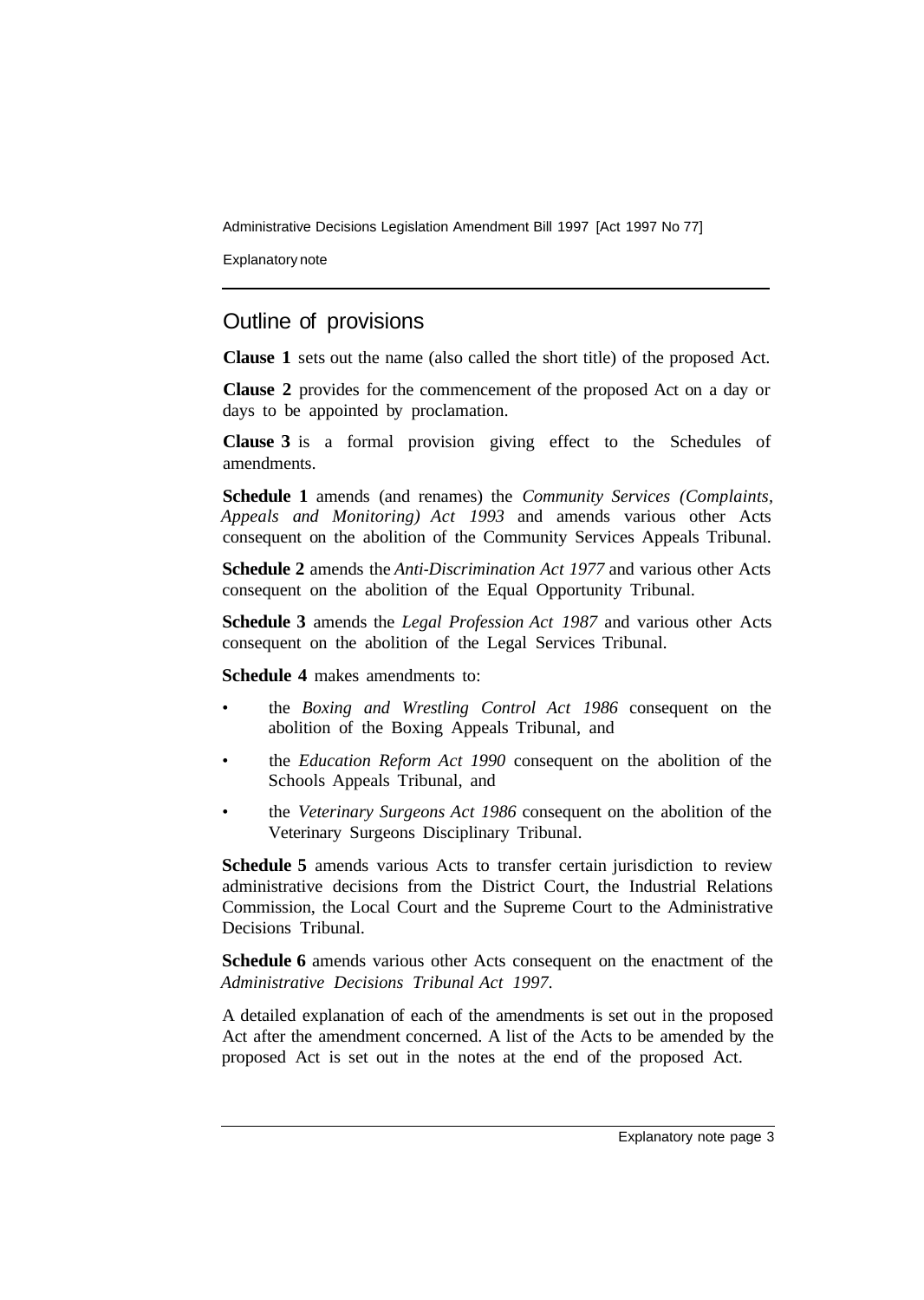## Outline of provisions

**Clause 1** sets out the name (also called the short title) of the proposed Act.

**Clause 2** provides for the commencement of the proposed Act on a day or days to be appointed by proclamation.

**Clause 3** is a formal provision giving effect to the Schedules of amendments.

**Schedule 1** amends (and renames) the *Community Services (Complaints, Appeals and Monitoring) Act 1993* and amends various other Acts consequent on the abolition of the Community Services Appeals Tribunal.

**Schedule 2** amends the *Anti-Discrimination Act 1977* and various other Acts consequent on the abolition of the Equal Opportunity Tribunal.

**Schedule 3** amends the *Legal Profession Act 1987* and various other Acts consequent on the abolition of the Legal Services Tribunal.

**Schedule 4** makes amendments to:

- the *Boxing and Wrestling Control Act 1986* consequent on the abolition of the Boxing Appeals Tribunal, and
- the *Education Reform Act 1990* consequent on the abolition of the Schools Appeals Tribunal, and
- the *Veterinary Surgeons Act 1986* consequent on the abolition of the Veterinary Surgeons Disciplinary Tribunal.

**Schedule 5** amends various Acts to transfer certain jurisdiction to review administrative decisions from the District Court, the Industrial Relations Commission, the Local Court and the Supreme Court to the Administrative Decisions Tribunal.

**Schedule 6** amends various other Acts consequent on the enactment of the *Administrative Decisions Tribunal Act 1997*.

A detailed explanation of each of the amendments is set out in the proposed Act after the amendment concerned. A list of the Acts to be amended by the proposed Act is set out in the notes at the end of the proposed Act.